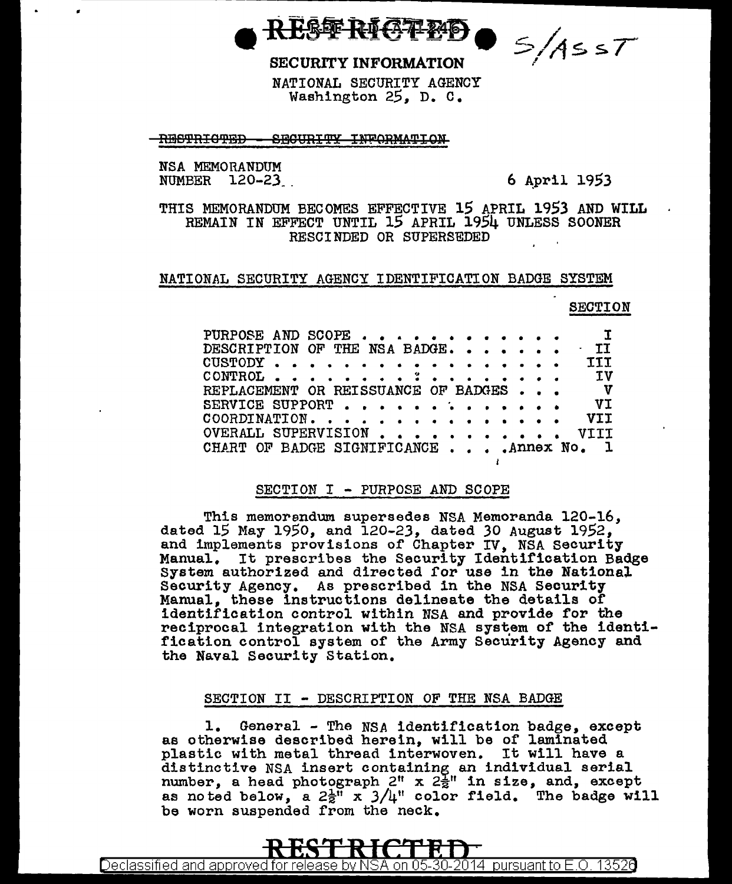RESTRICTED

S/ASST

SECURITY INFORMATION

NATIONAL SECURITY AGENCY
Washington 25, D. C.

~~RESTRICTED - SECURITY INFORMATION~~

NSA MEMORANDUM
NUMBER 120-23

6 April 1953

THIS MEMORANDUM BECOMES EFFECTIVE 15 APRIL 1953 AND WILL REMAIN IN EFFECT UNTIL 15 APRIL 1954 UNLESS SOONER RESCINDED OR SUPERSEDED

NATIONAL SECURITY AGENCY IDENTIFICATION BADGE SYSTEM

| | SECTION |
|---|---|
| PURPOSE AND SCOPE . . . . . . . . . . . . | I |
| DESCRIPTION OF THE NSA BADGE. . . . . . . . | II |
| CUSTODY . . . . . . . . . . . . . . . . . | III |
| CONTROL . . . . . . . . . . . . . . . . . | IV |
| REPLACEMENT OR REISSUANCE OF BADGES . . . | V |
| SERVICE SUPPORT . . . . . . . . . . . . . | VI |
| COORDINATION. . . . . . . . . . . . . . . | VII |
| OVERALL SUPERVISION . . . . . . . . . . . | VIII |
| CHART OF BADGE SIGNIFICANCE . . . . | Annex No. 1 |

## SECTION I - PURPOSE AND SCOPE

This memorandum supersedes NSA Memoranda 120-16, dated 15 May 1950, and 120-23, dated 30 August 1952, and implements provisions of Chapter IV, NSA Security Manual. It prescribes the Security Identification Badge System authorized and directed for use in the National Security Agency. As prescribed in the NSA Security Manual, these instructions delineate the details of identification control within NSA and provide for the reciprocal integration with the NSA system of the identification control system of the Army Security Agency and the Naval Security Station.

## SECTION II - DESCRIPTION OF THE NSA BADGE

1. General - The NSA identification badge, except as otherwise described herein, will be of laminated plastic with metal thread interwoven. It will have a distinctive NSA insert containing an individual serial number, a head photograph 2" x 2½" in size, and, except as noted below, a 2½" x 3/4" color field. The badge will be worn suspended from the neck.

RESTRICTED

Declassified and approved for release by NSA on 05-30-2014 pursuant to E.O. 13526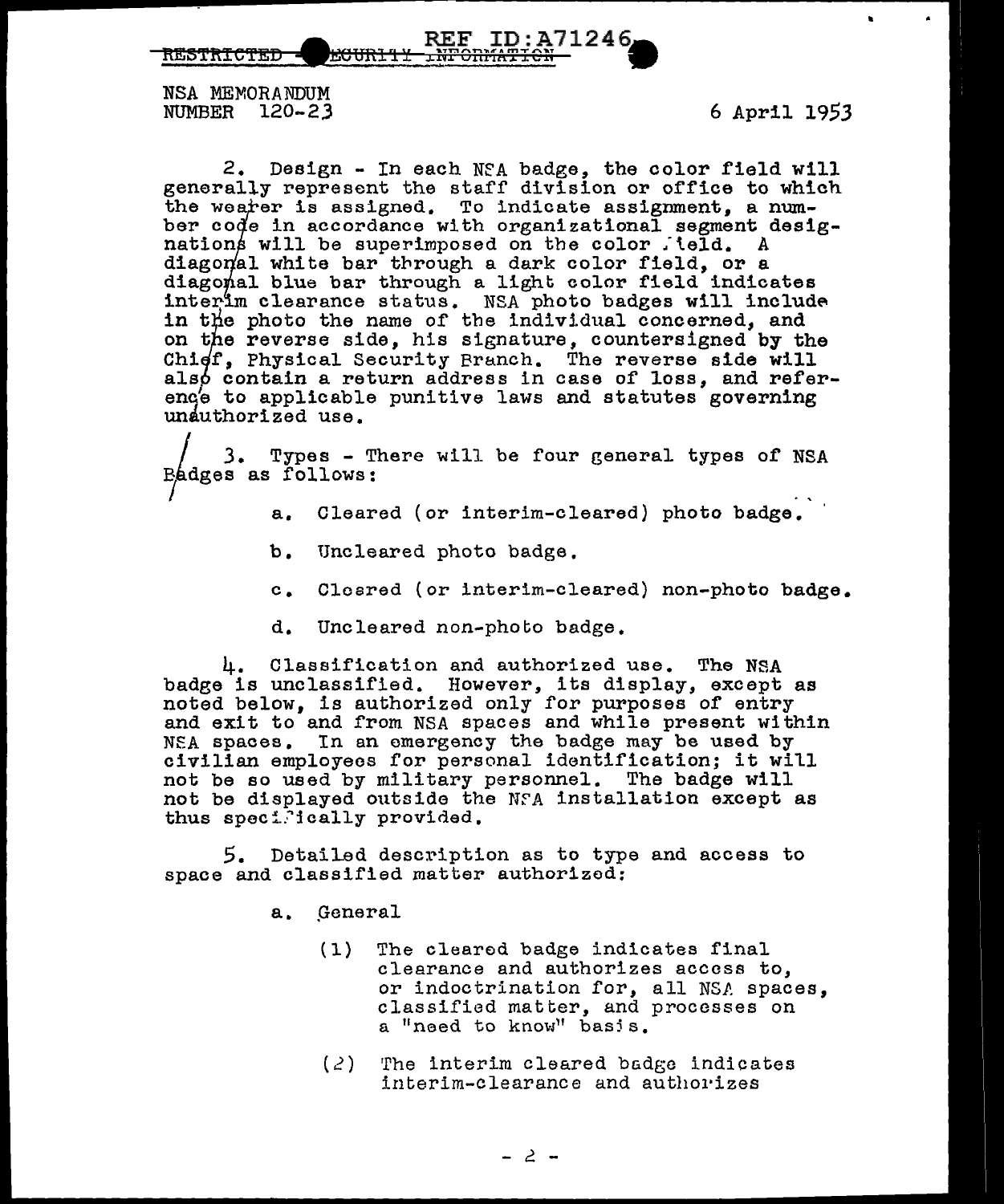NSA MEMORANDUM
NUMBER 120-23

6 April 1953

2. Design - In each NSA badge, the color field will generally represent the staff division or office to which the wearer is assigned. To indicate assignment, a number code in accordance with organizational segment designations will be superimposed on the color field. A diagonal white bar through a dark color field, or a diagonal blue bar through a light color field indicates interim clearance status. NSA photo badges will include in the photo the name of the individual concerned, and on the reverse side, his signature, countersigned by the Chief, Physical Security Branch. The reverse side will also contain a return address in case of loss, and reference to applicable punitive laws and statutes governing unauthorized use.

3. Types - There will be four general types of NSA Badges as follows:

a. Cleared (or interim-cleared) photo badge.

b. Uncleared photo badge.

c. Cleared (or interim-cleared) non-photo badge.

d. Uncleared non-photo badge.

4. Classification and authorized use. The NSA badge is unclassified. However, its display, except as noted below, is authorized only for purposes of entry and exit to and from NSA spaces and while present within NSA spaces. In an emergency the badge may be used by civilian employees for personal identification; it will not be so used by military personnel. The badge will not be displayed outside the NSA installation except as thus specifically provided.

5. Detailed description as to type and access to space and classified matter authorized:

a. General

(1) The cleared badge indicates final clearance and authorizes access to, or indoctrination for, all NSA spaces, classified matter, and processes on a "need to know" basis.

(2) The interim cleared badge indicates interim-clearance and authorizes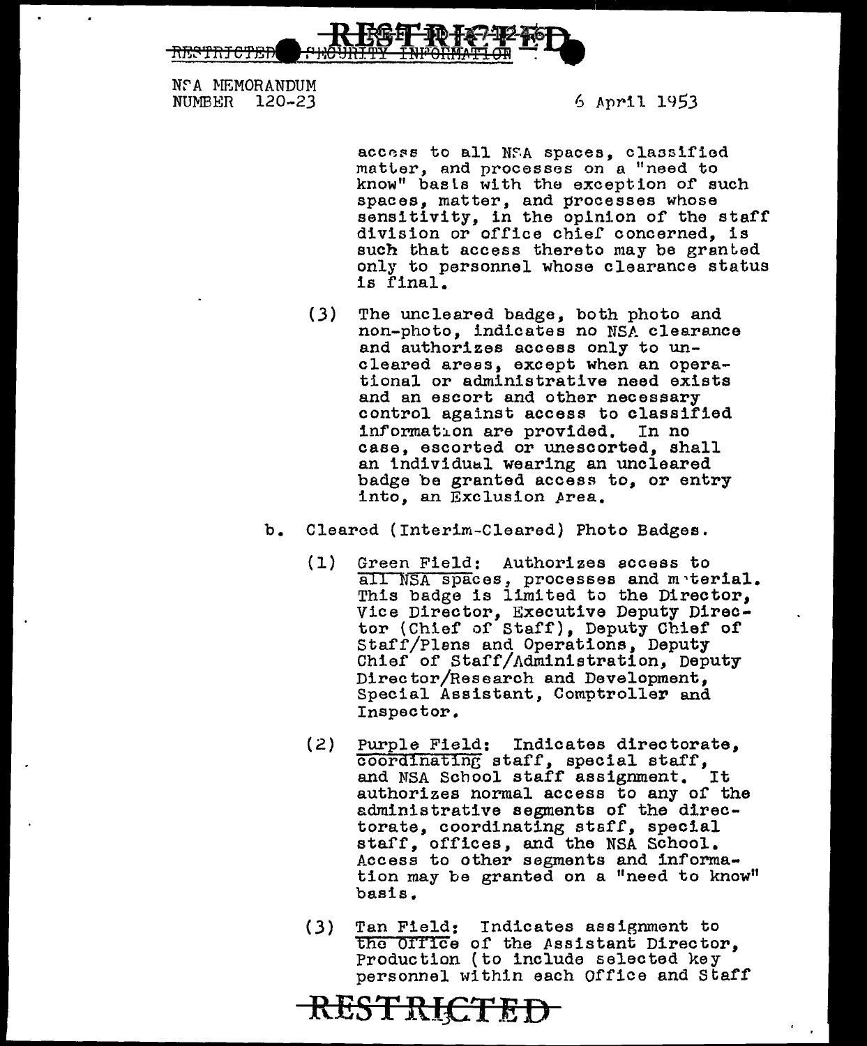NSA MEMORANDUM
NUMBER 120-23

6 April 1953

access to all NSA spaces, classified matter, and processes on a "need to know" basis with the exception of such spaces, matter, and processes whose sensitivity, in the opinion of the staff division or office chief concerned, is such that access thereto may be granted only to personnel whose clearance status is final.

(3) The uncleared badge, both photo and non-photo, indicates no NSA clearance and authorizes access only to uncleared areas, except when an operational or administrative need exists and an escort and other necessary control against access to classified information are provided. In no case, escorted or unescorted, shall an individual wearing an uncleared badge be granted access to, or entry into, an Exclusion Area.

b. Cleared (Interim-Cleared) Photo Badges.

(1) Green Field: Authorizes access to all NSA spaces, processes and material. This badge is limited to the Director, Vice Director, Executive Deputy Director (Chief of Staff), Deputy Chief of Staff/Plans and Operations, Deputy Chief of Staff/Administration, Deputy Director/Research and Development, Special Assistant, Comptroller and Inspector.

(2) Purple Field: Indicates directorate, coordinating staff, special staff, and NSA School staff assignment. It authorizes normal access to any of the administrative segments of the directorate, coordinating staff, special staff, offices, and the NSA School. Access to other segments and information may be granted on a "need to know" basis.

(3) Tan Field: Indicates assignment to the Office of the Assistant Director, Production (to include selected key personnel within each Office and Staff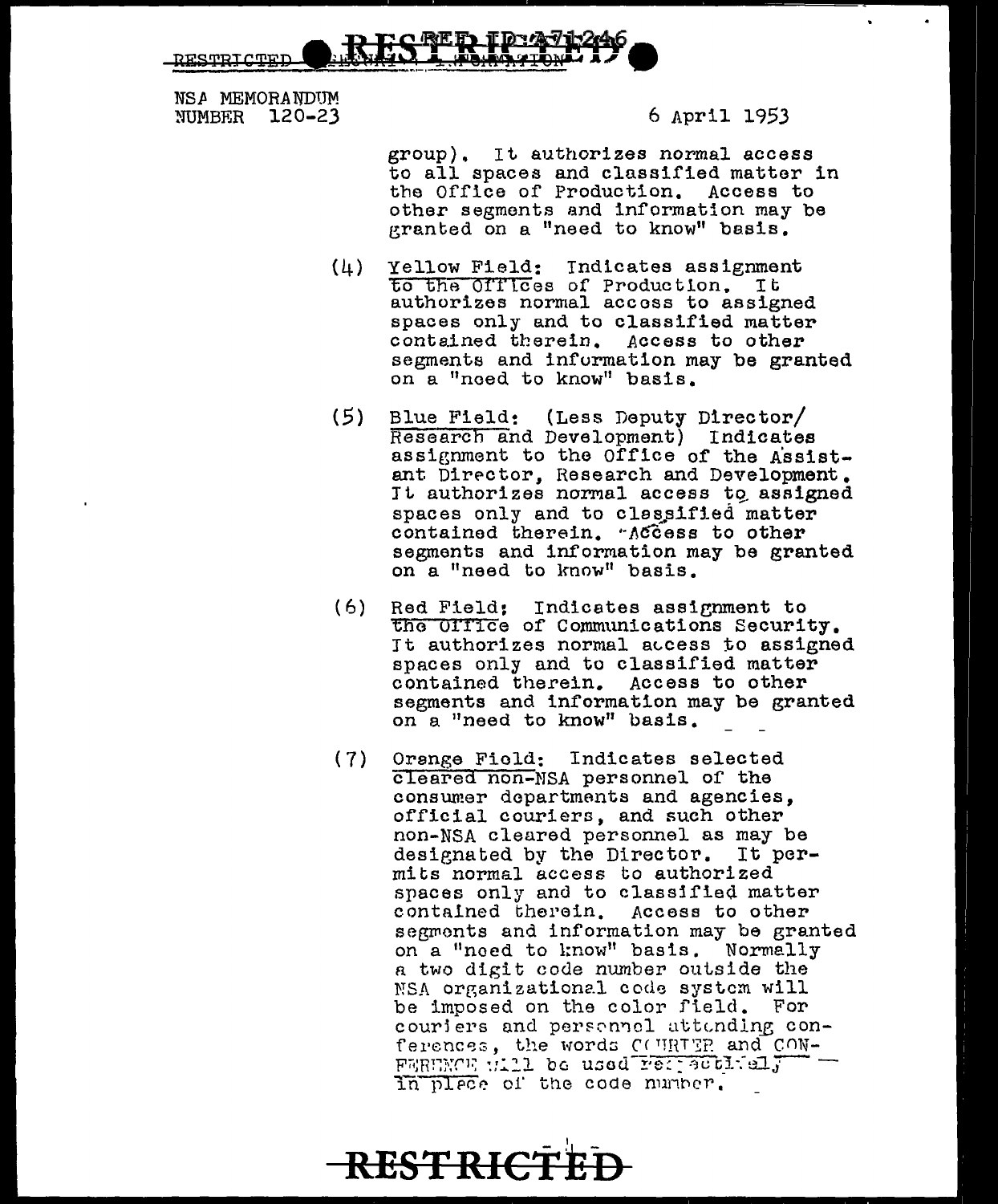NSA MEMORANDUM
NUMBER 120-23

6 April 1953

group). It authorizes normal access to all spaces and classified matter in the Office of Production. Access to other segments and information may be granted on a "need to know" basis.

(4) Yellow Field: Indicates assignment to the Offices of Production. It authorizes normal access to assigned spaces only and to classified matter contained therein. Access to other segments and information may be granted on a "need to know" basis.

(5) Blue Field: (Less Deputy Director/ Research and Development) Indicates assignment to the Office of the Assistant Director, Research and Development. It authorizes normal access to assigned spaces only and to classified matter contained therein. Access to other segments and information may be granted on a "need to know" basis.

(6) Red Field: Indicates assignment to the Office of Communications Security. It authorizes normal access to assigned spaces only and to classified matter contained therein. Access to other segments and information may be granted on a "need to know" basis.

(7) Orange Field: Indicates selected cleared non-NSA personnel of the consumer departments and agencies, official couriers, and such other non-NSA cleared personnel as may be designated by the Director. It permits normal access to authorized spaces only and to classified matter contained therein. Access to other segments and information may be granted on a "need to know" basis. Normally a two digit code number outside the NSA organizational code system will be imposed on the color field. For couriers and personnel attending conferences, the words COURIER and CONFERENCE will be used respectively in place of the code number.

RESTRICTED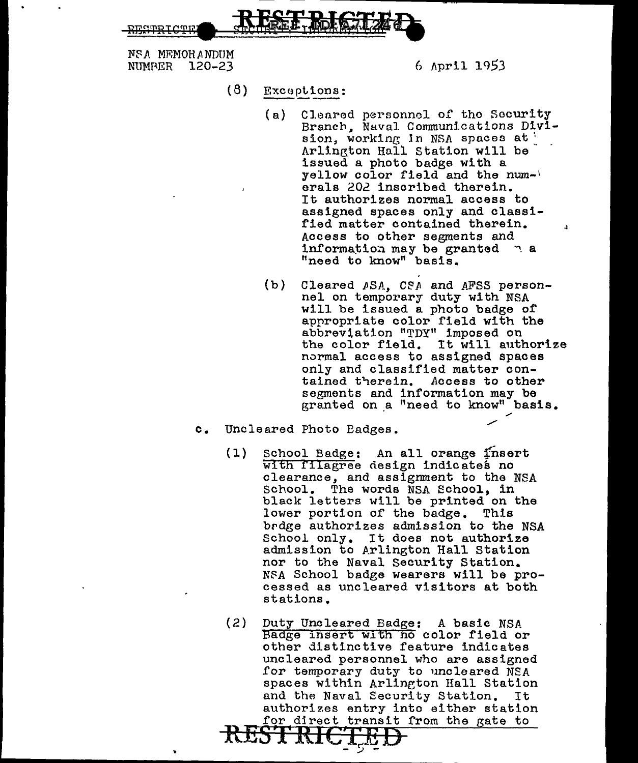NSA MEMORANDUM
NUMBER 120-23

6 April 1953

(8) Exceptions:

(a) Cleared personnel of the Security Branch, Naval Communications Division, working in NSA spaces at Arlington Hall Station will be issued a photo badge with a yellow color field and the numerals 202 inscribed therein. It authorizes normal access to assigned spaces only and classified matter contained therein. Access to other segments and information may be granted on a "need to know" basis.

(b) Cleared ASA, CSA and AFSS personnel on temporary duty with NSA will be issued a photo badge of appropriate color field with the abbreviation "TDY" imposed on the color field. It will authorize normal access to assigned spaces only and classified matter contained therein. Access to other segments and information may be granted on a "need to know" basis.

c. Uncleared Photo Badges.

(1) School Badge: An all orange insert with filagree design indicates no clearance, and assignment to the NSA School. The words NSA School, in black letters will be printed on the lower portion of the badge. This badge authorizes admission to the NSA School only. It does not authorize admission to Arlington Hall Station nor to the Naval Security Station. NSA School badge wearers will be processed as uncleared visitors at both stations.

(2) Duty Uncleared Badge: A basic NSA Badge insert with no color field or other distinctive feature indicates uncleared personnel who are assigned for temporary duty to uncleared NSA spaces within Arlington Hall Station and the Naval Security Station. It authorizes entry into either station for direct transit from the gate to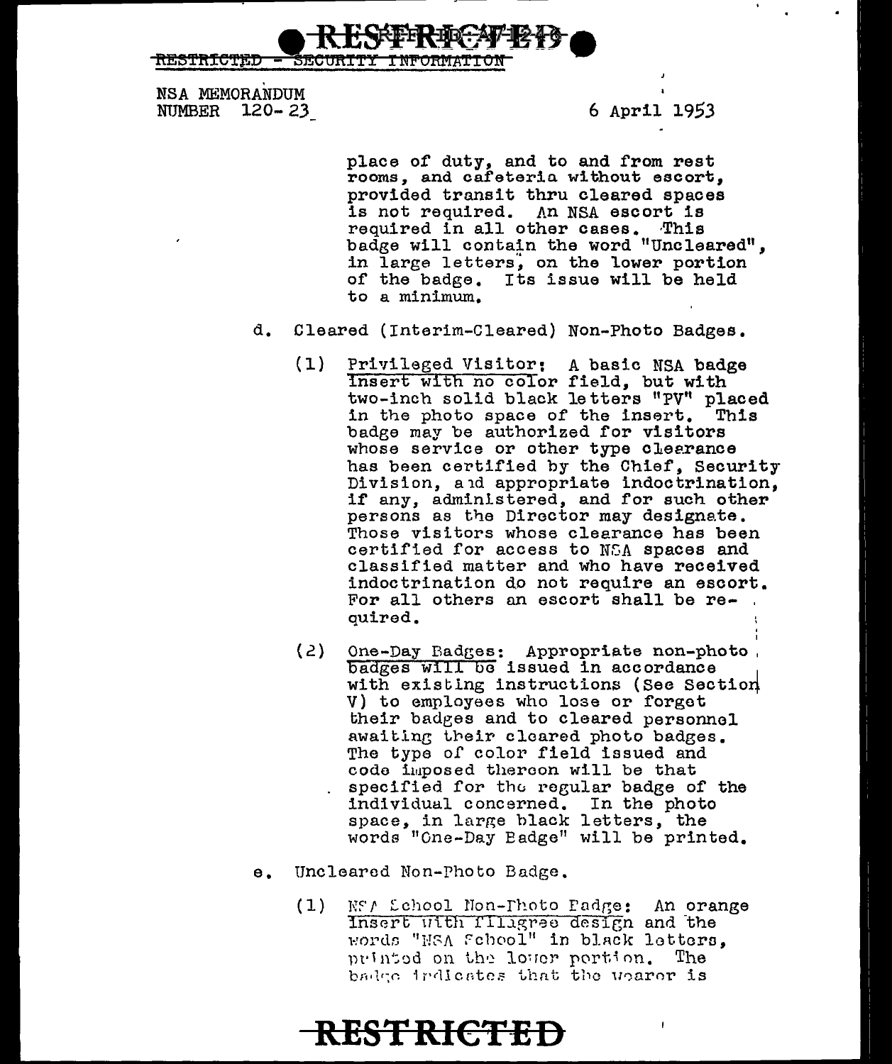NSA MEMORANDUM
NUMBER 120-23

6 April 1953

place of duty, and to and from rest rooms, and cafeteria without escort, provided transit thru cleared spaces is not required. An NSA escort is required in all other cases. This badge will contain the word "Uncleared", in large letters, on the lower portion of the badge. Its issue will be held to a minimum.

d. Cleared (Interim-Cleared) Non-Photo Badges.

(1) Privileged Visitor: A basic NSA badge insert with no color field, but with two-inch solid black letters "PV" placed in the photo space of the insert. This badge may be authorized for visitors whose service or other type clearance has been certified by the Chief, Security Division, and appropriate indoctrination, if any, administered, and for such other persons as the Director may designate. Those visitors whose clearance has been certified for access to NSA spaces and classified matter and who have received indoctrination do not require an escort. For all others an escort shall be required.

(2) One-Day Badges: Appropriate non-photo badges will be issued in accordance with existing instructions (See Section V) to employees who lose or forget their badges and to cleared personnel awaiting their cleared photo badges. The type of color field issued and code imposed thereon will be that specified for the regular badge of the individual concerned. In the photo space, in large black letters, the words "One-Day Badge" will be printed.

e. Uncleared Non-Photo Badge.

(1) NSA School Non-Photo Badge: An orange insert with filigree design and the words "NSA School" in black letters, printed on the lower portion. The badge indicates that the wearer is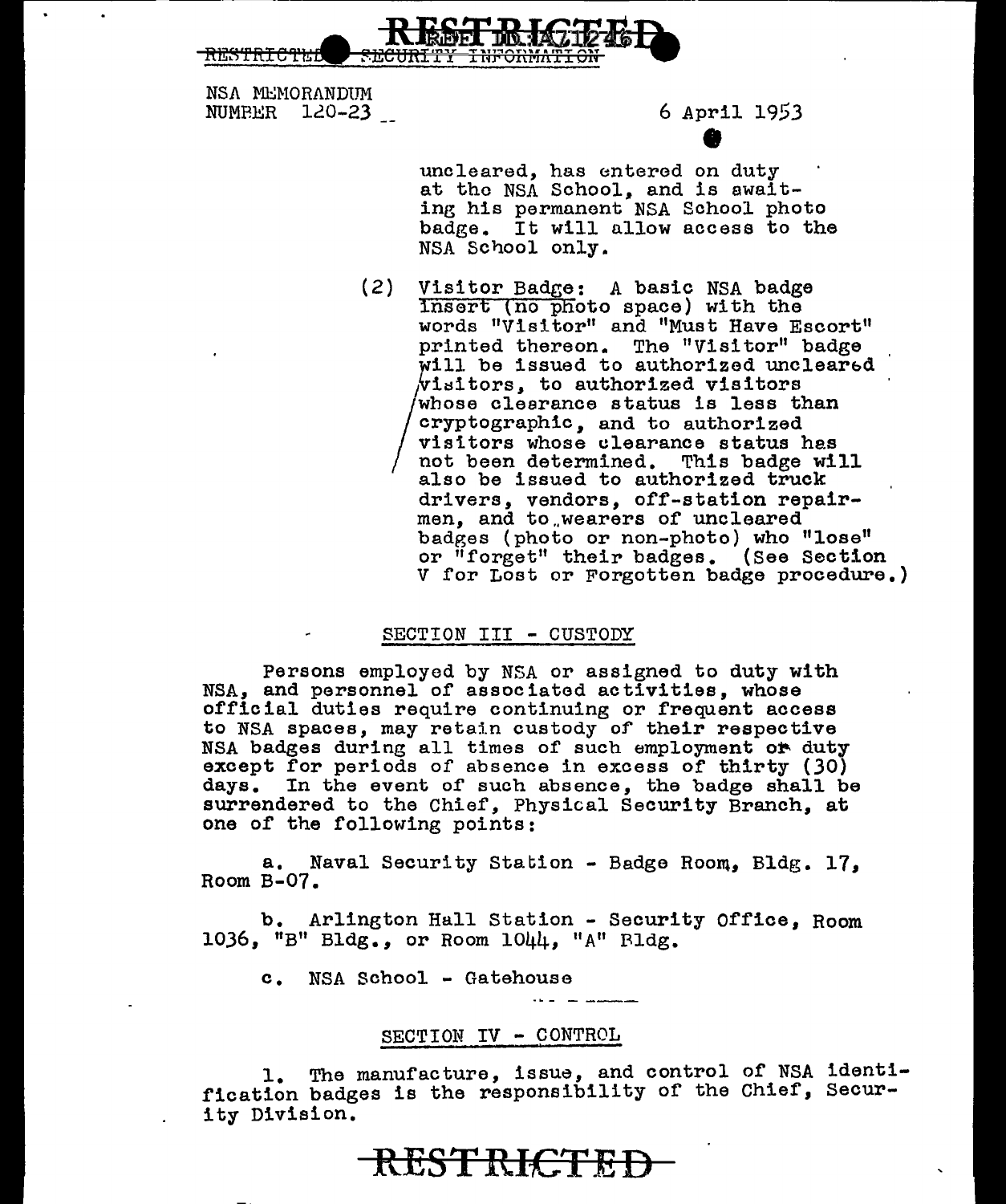NSA MEMORANDUM
NUMBER 120-23

6 April 1953

uncleared, has entered on duty at the NSA School, and is awaiting his permanent NSA School photo badge. It will allow access to the NSA School only.

(2) Visitor Badge: A basic NSA badge Insert (no photo space) with the words "Visitor" and "Must Have Escort" printed thereon. The "Visitor" badge will be issued to authorized uncleared visitors, to authorized visitors whose clearance status is less than cryptographic, and to authorized visitors whose clearance status has not been determined. This badge will also be issued to authorized truck drivers, vendors, off-station repairmen, and to wearers of uncleared badges (photo or non-photo) who "lose" or "forget" their badges. (See Section V for Lost or Forgotten badge procedure.)

## SECTION III - CUSTODY

Persons employed by NSA or assigned to duty with NSA, and personnel of associated activities, whose official duties require continuing or frequent access to NSA spaces, may retain custody of their respective NSA badges during all times of such employment or duty except for periods of absence in excess of thirty (30) days. In the event of such absence, the badge shall be surrendered to the Chief, Physical Security Branch, at one of the following points:

a. Naval Security Station - Badge Room, Bldg. 17, Room B-07.

b. Arlington Hall Station - Security Office, Room 1036, "B" Bldg., or Room 1044, "A" Bldg.

c. NSA School - Gatehouse

## SECTION IV - CONTROL

1. The manufacture, issue, and control of NSA identification badges is the responsibility of the Chief, Security Division.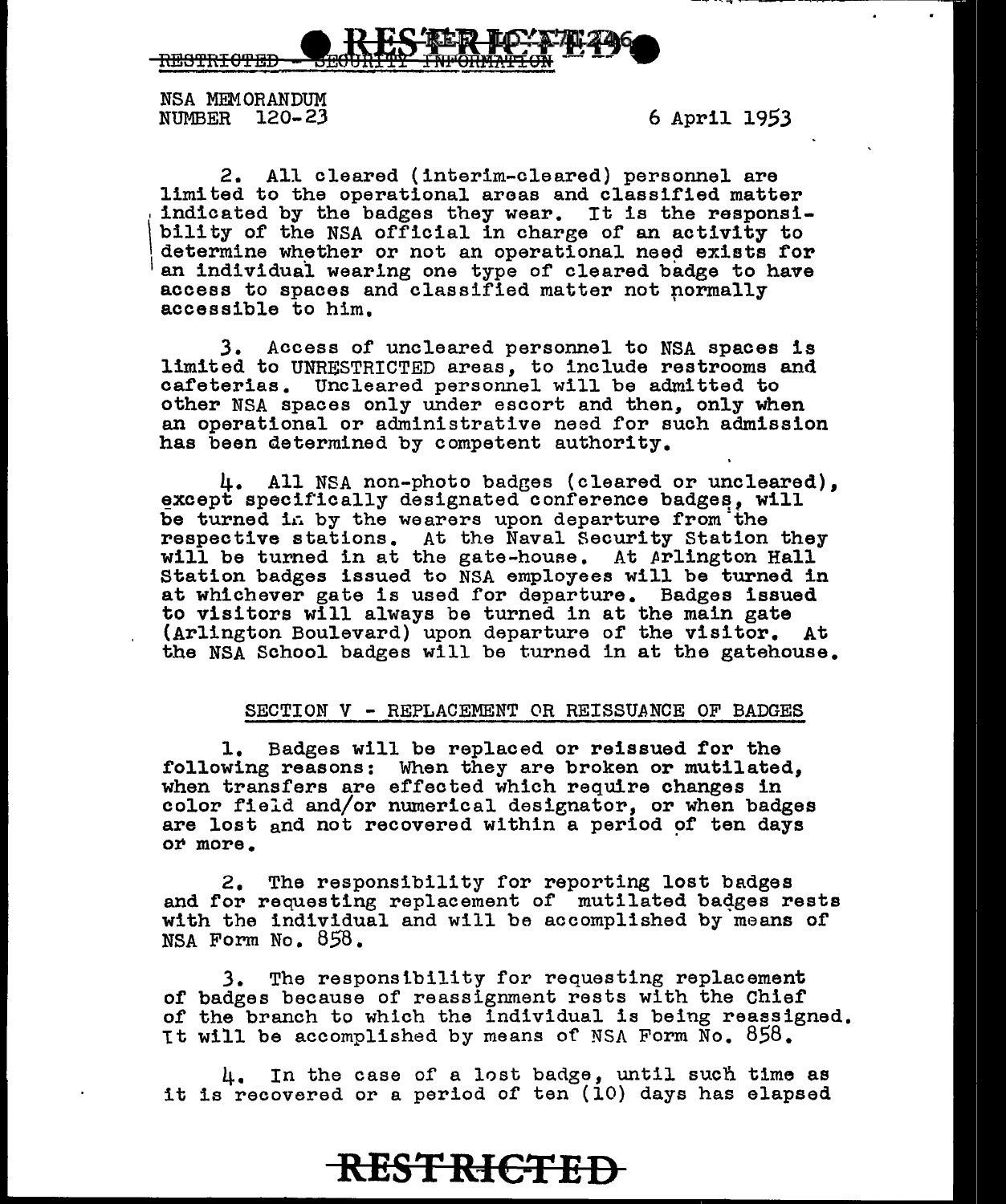NSA MEMORANDUM
NUMBER 120-23

6 April 1953

2. All cleared (interim-cleared) personnel are limited to the operational areas and classified matter indicated by the badges they wear. It is the responsibility of the NSA official in charge of an activity to determine whether or not an operational need exists for an individual wearing one type of cleared badge to have access to spaces and classified matter not normally accessible to him.

3. Access of uncleared personnel to NSA spaces is limited to UNRESTRICTED areas, to include restrooms and cafeterias. Uncleared personnel will be admitted to other NSA spaces only under escort and then, only when an operational or administrative need for such admission has been determined by competent authority.

4. All NSA non-photo badges (cleared or uncleared), except specifically designated conference badges, will be turned in by the wearers upon departure from the respective stations. At the Naval Security Station they will be turned in at the gate-house. At Arlington Hall Station badges issued to NSA employees will be turned in at whichever gate is used for departure. Badges issued to visitors will always be turned in at the main gate (Arlington Boulevard) upon departure of the visitor. At the NSA School badges will be turned in at the gatehouse.

## SECTION V - REPLACEMENT OR REISSUANCE OF BADGES

1. Badges will be replaced or reissued for the following reasons: When they are broken or mutilated, when transfers are effected which require changes in color field and/or numerical designator, or when badges are lost and not recovered within a period of ten days or more.

2. The responsibility for reporting lost badges and for requesting replacement of mutilated badges rests with the individual and will be accomplished by means of NSA Form No. 858.

3. The responsibility for requesting replacement of badges because of reassignment rests with the Chief of the branch to which the individual is being reassigned. It will be accomplished by means of NSA Form No. 858.

4. In the case of a lost badge, until such time as it is recovered or a period of ten (10) days has elapsed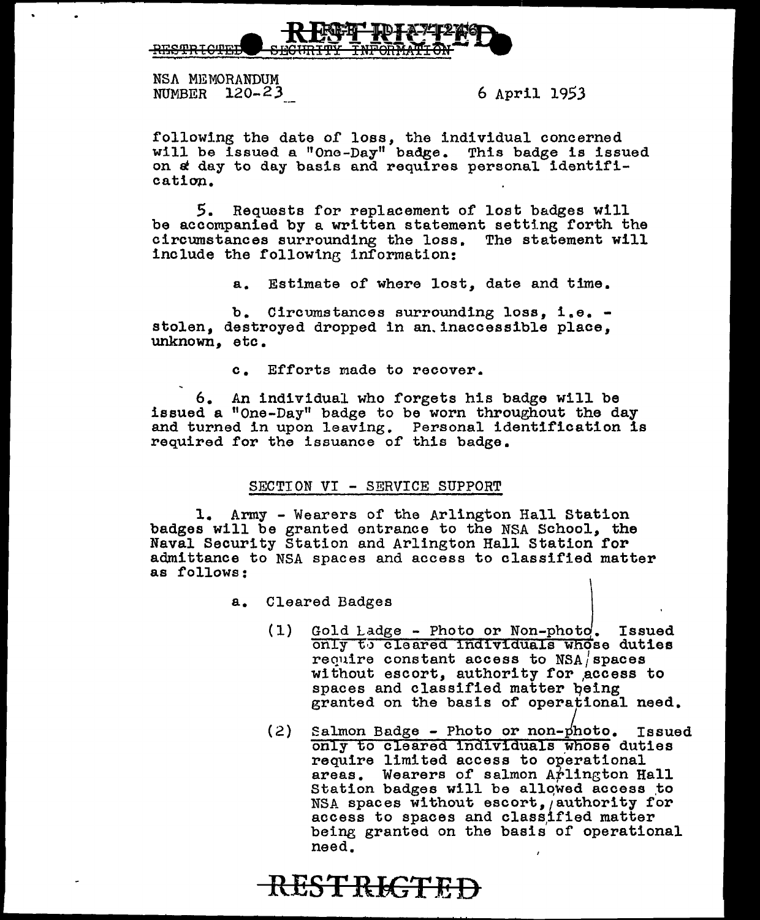NSA MEMORANDUM
NUMBER 120-23

6 April 1953

following the date of loss, the individual concerned will be issued a "One-Day" badge. This badge is issued on a day to day basis and requires personal identification.

5. Requests for replacement of lost badges will be accompanied by a written statement setting forth the circumstances surrounding the loss. The statement will include the following information:

a. Estimate of where lost, date and time.

b. Circumstances surrounding loss, i.e. - stolen, destroyed dropped in an inaccessible place, unknown, etc.

c. Efforts made to recover.

6. An individual who forgets his badge will be issued a "One-Day" badge to be worn throughout the day and turned in upon leaving. Personal identification is required for the issuance of this badge.

## SECTION VI - SERVICE SUPPORT

1. Army - Wearers of the Arlington Hall Station badges will be granted entrance to the NSA School, the Naval Security Station and Arlington Hall Station for admittance to NSA spaces and access to classified matter as follows:

a. Cleared Badges

(1) Gold Badge - Photo or Non-photo. Issued only to cleared individuals whose duties require constant access to NSA spaces without escort, authority for access to spaces and classified matter being granted on the basis of operational need.

(2) Salmon Badge - Photo or non-photo. Issued only to cleared individuals whose duties require limited access to operational areas. Wearers of salmon Arlington Hall Station badges will be allowed access to NSA spaces without escort, authority for access to spaces and classified matter being granted on the basis of operational need.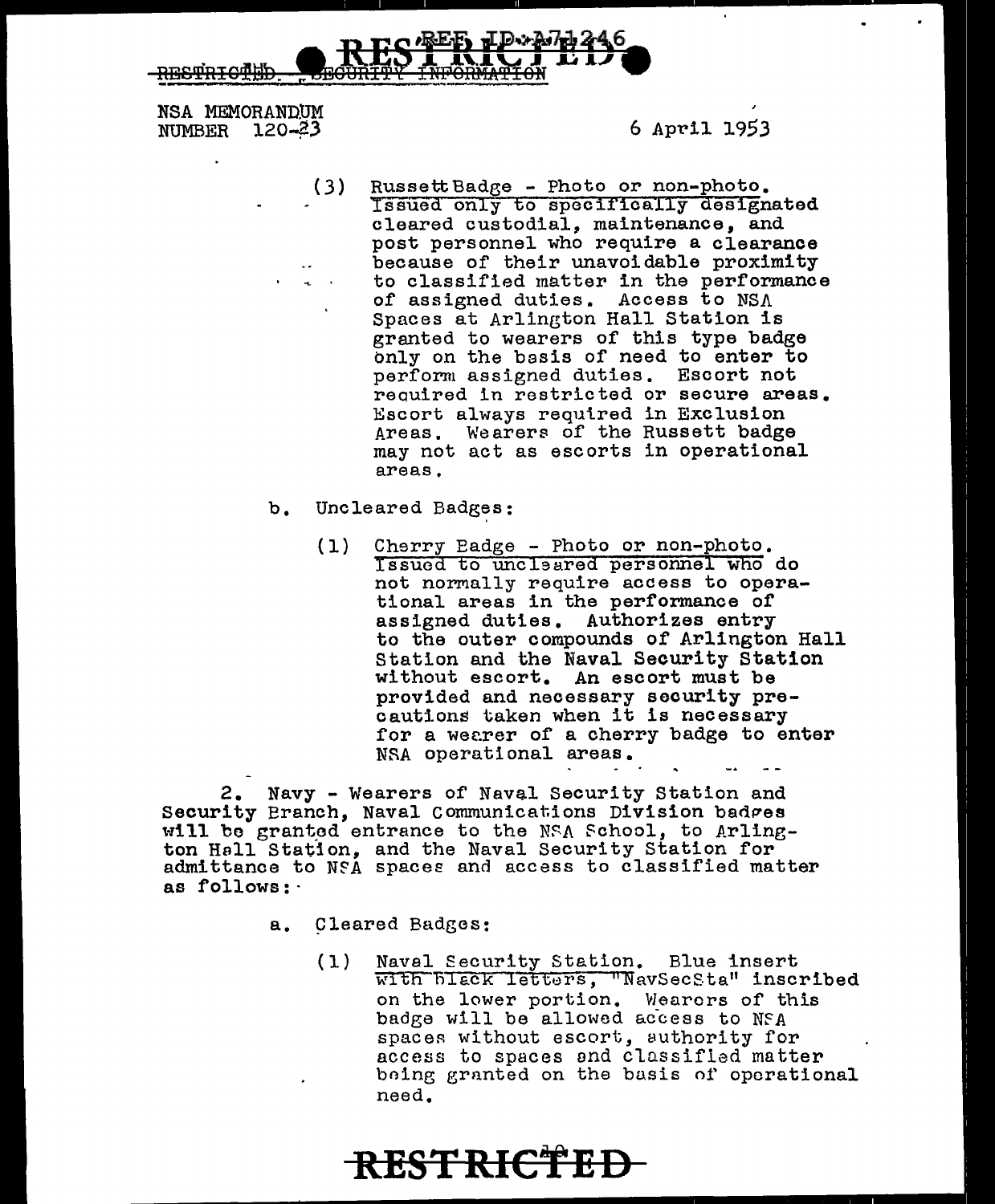NSA MEMORANDUM
NUMBER 120-23

6 April 1953

(3) Russett Badge - Photo or non-photo. Issued only to specifically designated cleared custodial, maintenance, and post personnel who require a clearance because of their unavoidable proximity to classified matter in the performance of assigned duties. Access to NSA Spaces at Arlington Hall Station is granted to wearers of this type badge only on the basis of need to enter to perform assigned duties. Escort not required in restricted or secure areas. Escort always required in Exclusion Areas. Wearers of the Russett badge may not act as escorts in operational areas.

b. Uncleared Badges:

(1) Cherry Badge - Photo or non-photo. Issued to uncleared personnel who do not normally require access to operational areas in the performance of assigned duties. Authorizes entry to the outer compounds of Arlington Hall Station and the Naval Security Station without escort. An escort must be provided and necessary security precautions taken when it is necessary for a wearer of a cherry badge to enter NSA operational areas.

2. Navy - Wearers of Naval Security Station and Security Branch, Naval Communications Division badges will be granted entrance to the NSA School, to Arlington Hall Station, and the Naval Security Station for admittance to NSA spaces and access to classified matter as follows:

a. Cleared Badges:

(1) Naval Security Station. Blue insert with black letters, "NavSecSta" inscribed on the lower portion. Wearers of this badge will be allowed access to NSA spaces without escort, authority for access to spaces and classified matter being granted on the basis of operational need.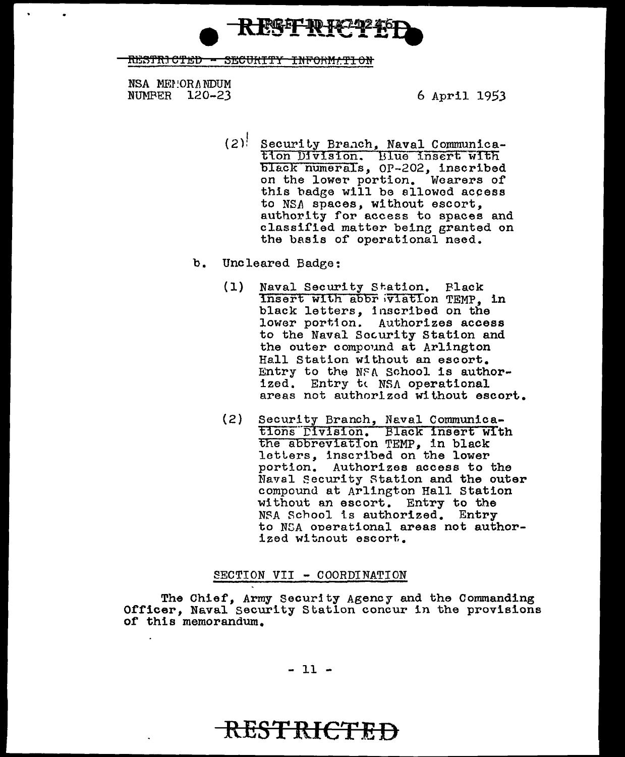(2) Security Branch, Naval Communication Division. Blue insert with black numerals, OP-202, inscribed on the lower portion. Wearers of this badge will be allowed access to NSA spaces, without escort, authority for access to spaces and classified matter being granted on the basis of operational need.

b. Uncleared Badge:

(1) Naval Security Station. Black insert with abbreviation TEMP, in black letters, inscribed on the lower portion. Authorizes access to the Naval Security Station and the outer compound at Arlington Hall Station without an escort. Entry to the NSA School is authorized. Entry to NSA operational areas not authorized without escort.

(2) Security Branch, Naval Communications Division. Black insert with the abbreviation TEMP, in black letters, inscribed on the lower portion. Authorizes access to the Naval Security Station and the outer compound at Arlington Hall Station without an escort. Entry to the NSA School is authorized. Entry to NSA operational areas not authorized without escort.

## SECTION VII - COORDINATION

The Chief, Army Security Agency and the Commanding Officer, Naval Security Station concur in the provisions of this memorandum.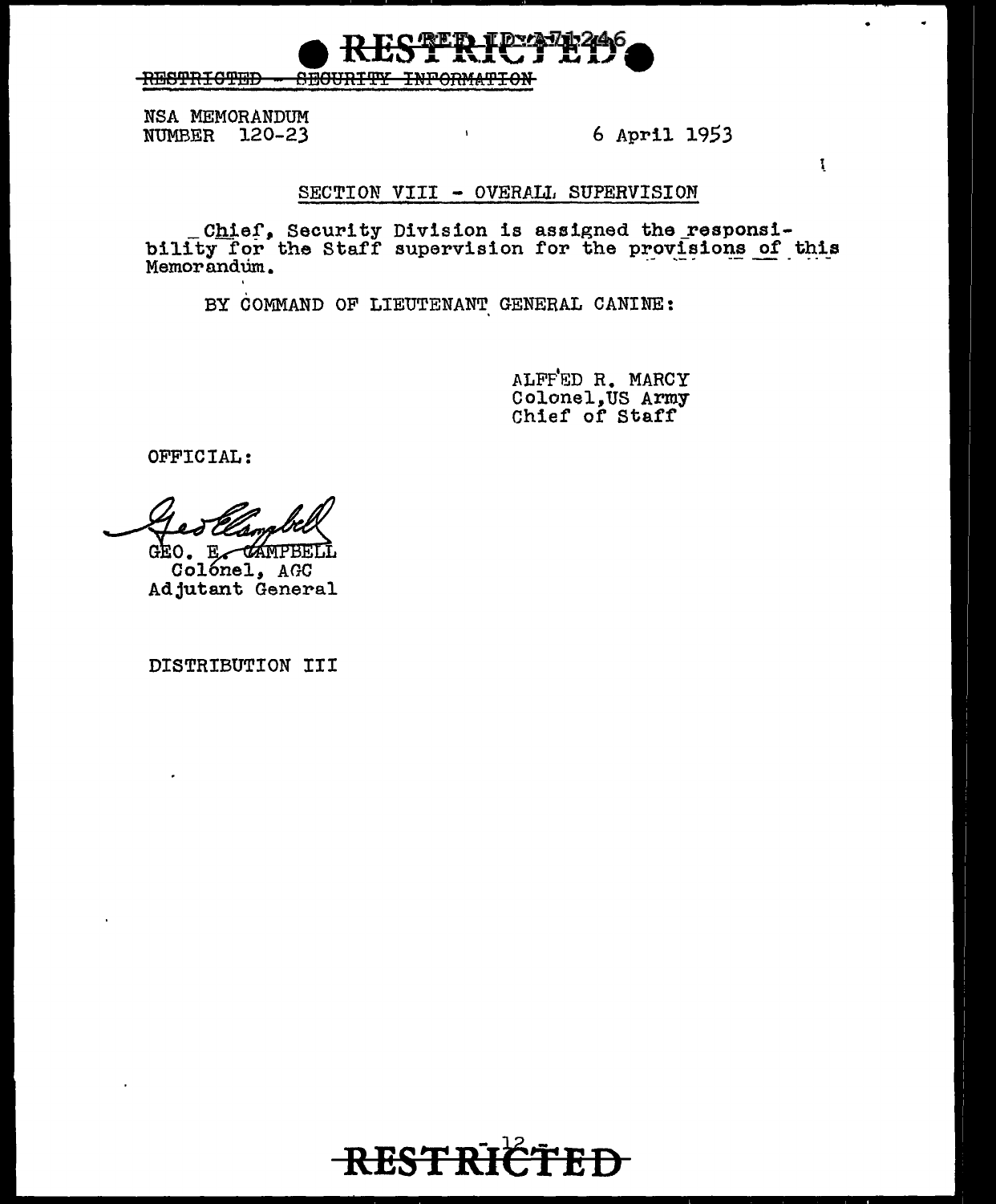RESTRICTED - SECURITY INFORMATION

NSA MEMORANDUM
NUMBER 120-23

6 April 1953

## SECTION VIII - OVERALL SUPERVISION

Chief, Security Division is assigned the responsibility for the Staff supervision for the provisions of this Memorandum.

BY COMMAND OF LIEUTENANT GENERAL CANINE:

ALFRED R. MARCY
Colonel, US Army
Chief of Staff

OFFICIAL:

GEO. E. CAMPBELL
Colonel, AGC
Adjutant General

DISTRIBUTION III

RESTRICTED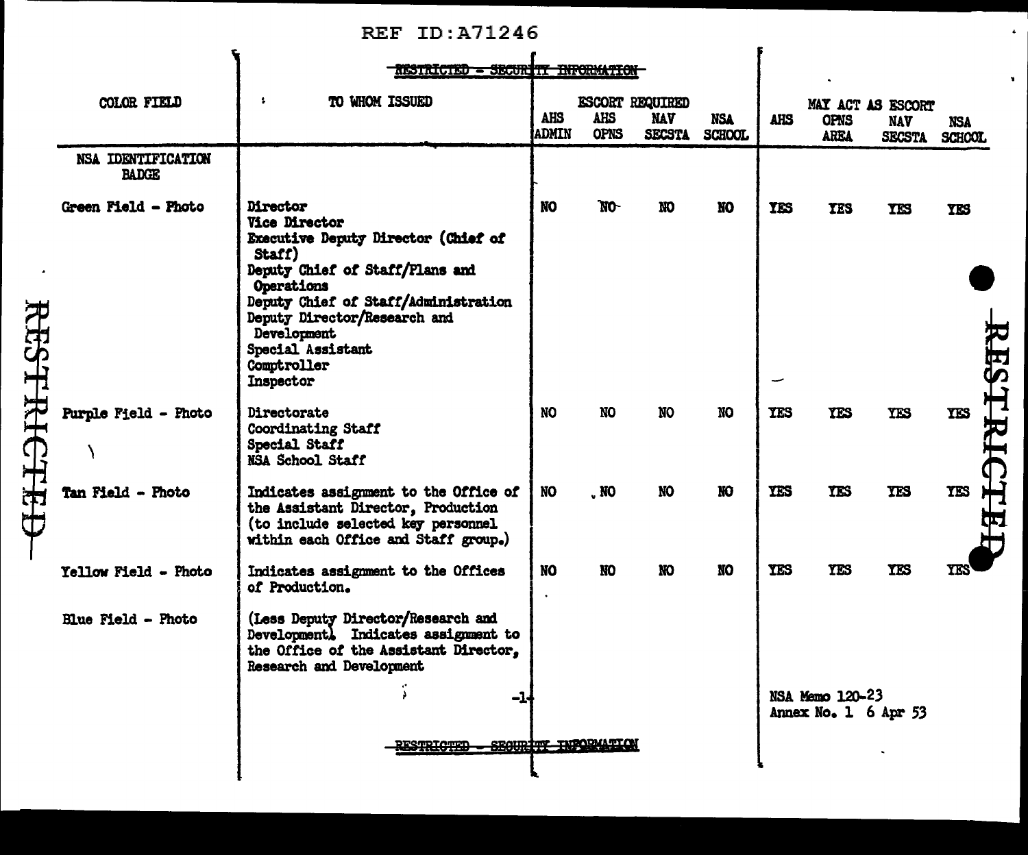REF ID:A71246

RESTRICTED - SECURITY INFORMATION

| COLOR FIELD | TO WHOM ISSUED | ESCORT REQUIRED | | | | MAY ACT AS ESCORT | | | |
|---|---|---|---|---|---|---|---|---|---|
| | | AHS ADMIN | AHS OPNS | NAV SECSTA | NSA SCHOOL | AHS | OPNS AREA | NAV SECSTA | NSA SCHOOL |
| NSA IDENTIFICATION BADGE | | | | | | | | | |
| Green Field - Photo | Director<br>Vice Director<br>Executive Deputy Director (Chief of Staff)<br>Deputy Chief of Staff/Plans and Operations<br>Deputy Chief of Staff/Administration<br>Deputy Director/Research and Development<br>Special Assistant<br>Comptroller<br>Inspector | NO | NO | NO | NO | YES | YES | YES | YES |
| Purple Field - Photo | Directorate<br>Coordinating Staff<br>Special Staff<br>NSA School Staff | NO | NO | NO | NO | YES | YES | YES | YES |
| Tan Field - Photo | Indicates assignment to the Office of the Assistant Director, Production (to include selected key personnel within each Office and Staff group.) | NO | NO | NO | NO | YES | YES | YES | YES |
| Yellow Field - Photo | Indicates assignment to the Offices of Production. | NO | NO | NO | NO | YES | YES | YES | YES |
| Blue Field - Photo | (Less Deputy Director/Research and Development) Indicates assignment to the Office of the Assistant Director, Research and Development | | | | | | | | |

NSA Memo 120-23
Annex No. 1 6 Apr 53

RESTRICTED - SECURITY INFORMATION

RESTRICTED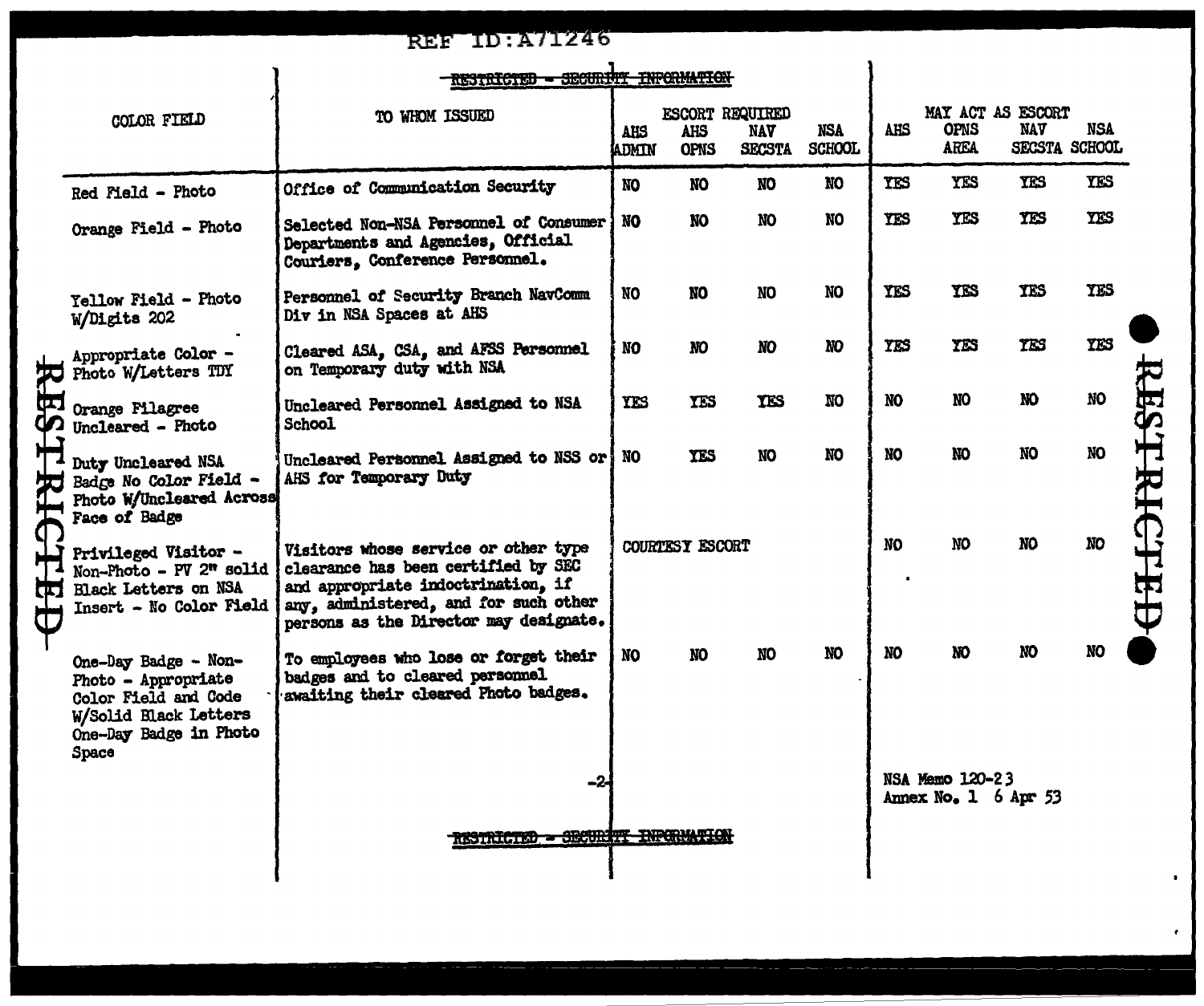REF ID:A71246

~~RESTRICTED - SECURITY INFORMATION~~

| COLOR FIELD | TO WHOM ISSUED | ESCORT REQUIRED | | | | MAY ACT AS ESCORT | | | |
|---|---|---|---|---|---|---|---|---|---|
| | | AHS ADMIN | AHS OPNS | NAV SECSTA | NSA SCHOOL | AHS | OPNS AREA | NAV SECSTA | NSA SCHOOL |
| Red Field - Photo | Office of Communication Security | NO | NO | NO | NO | YES | YES | YES | YES |
| Orange Field - Photo | Selected Non-NSA Personnel of Consumer Departments and Agencies, Official Couriers, Conference Personnel. | NO | NO | NO | NO | YES | YES | YES | YES |
| Yellow Field - Photo W/Digits 202 | Personnel of Security Branch NavComm Div in NSA Spaces at AHS | NO | NO | NO | NO | YES | YES | YES | YES |
| Appropriate Color - Photo W/Letters TDY | Cleared ASA, CSA, and AFSS Personnel on Temporary duty with NSA | NO | NO | NO | NO | YES | YES | YES | YES |
| Orange Filagree Uncleared - Photo | Uncleared Personnel Assigned to NSA School | YES | YES | YES | NO | NO | NO | NO | NO |
| Duty Uncleared NSA Badge No Color Field - Photo W/Uncleared Across Face of Badge | Uncleared Personnel Assigned to NSS or AHS for Temporary Duty | NO | YES | NO | NO | NO | NO | NO | NO |
| Privileged Visitor - Non-Photo - PV 2" solid Black Letters on NSA Insert - No Color Field | Visitors whose service or other type clearance has been certified by SEC and appropriate indoctrination, if any, administered, and for such other persons as the Director may designate. | COURTESY ESCORT | | | | NO | NO | NO | NO |
| One-Day Badge - Non-Photo - Appropriate Color Field and Code W/Solid Black Letters One-Day Badge in Photo Space | To employees who lose or forget their badges and to cleared personnel awaiting their cleared Photo badges. | NO | NO | NO | NO | NO | NO | NO | NO |

NSA Memo 120-23
Annex No. 1 6 Apr 53

~~RESTRICTED - SECURITY INFORMATION~~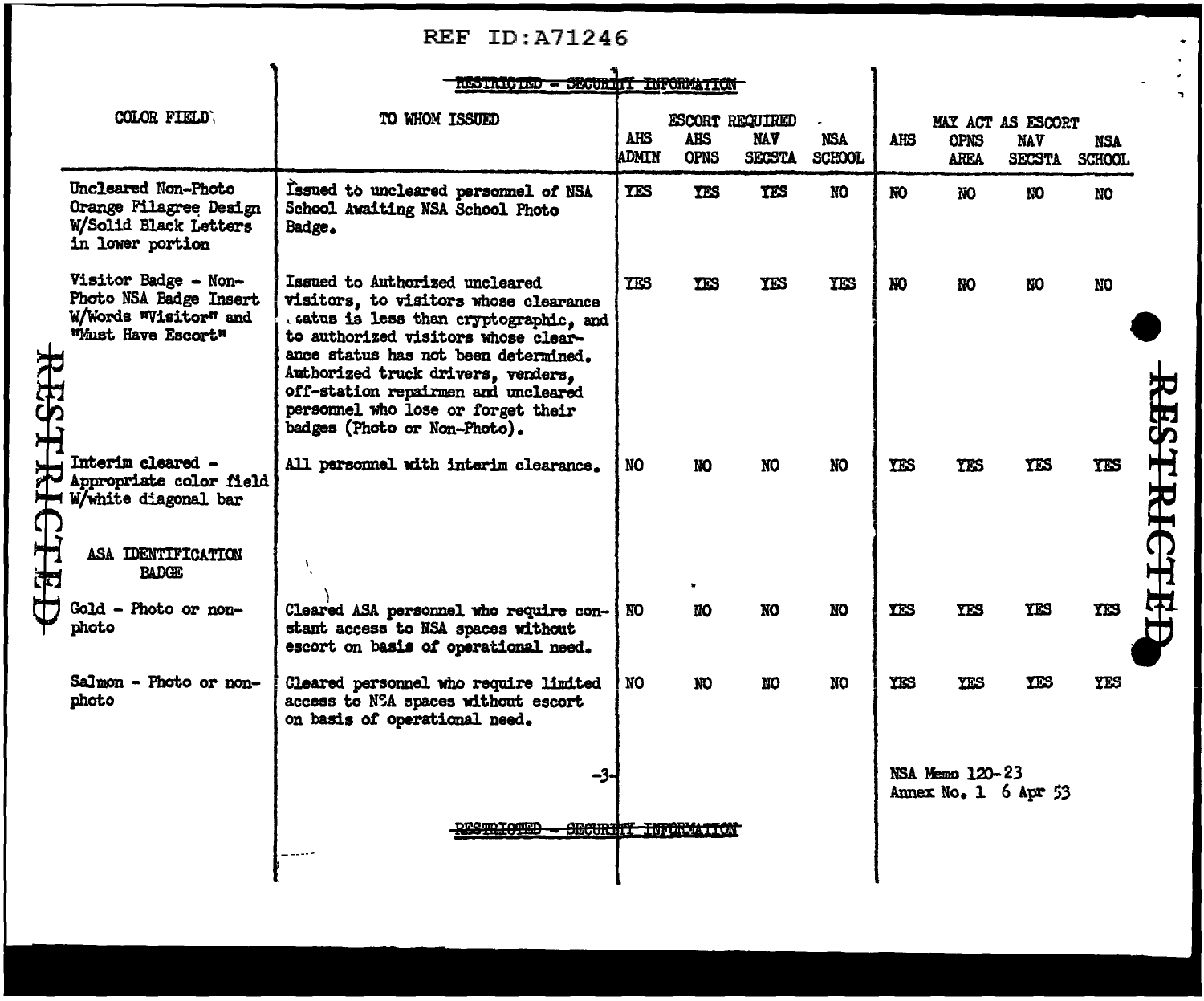REF ID:A71246

~~RESTRICTED - SECURITY INFORMATION~~

| COLOR FIELD | TO WHOM ISSUED | ESCORT REQUIRED AHS ADMIN | AHS OPNS | NAV SECSTA | NSA SCHOOL | MAY ACT AS ESCORT AHS | OPNS AREA | NAV SECSTA | NSA SCHOOL |
|---|---|---|---|---|---|---|---|---|---|
| Uncleared Non-Photo Orange Filagree Design W/Solid Black Letters in lower portion | Issued to uncleared personnel of NSA School Awaiting NSA School Photo Badge. | YES | YES | YES | NO | NO | NO | NO | NO |
| Visitor Badge - Non-Photo NSA Badge Insert W/Words "Visitor" and "Must Have Escort" | Issued to Authorized uncleared visitors, to visitors whose clearance status is less than cryptographic, and to authorized visitors whose clearance status has not been determined. Authorized truck drivers, venders, off-station repairmen and uncleared personnel who lose or forget their badges (Photo or Non-Photo). | YES | YES | YES | YES | NO | NO | NO | NO |
| Interim cleared - Appropriate color field W/white diagonal bar | All personnel with interim clearance. | NO | NO | NO | NO | YES | YES | YES | YES |
| ASA IDENTIFICATION BADGE | | | | | | | | | |
| Gold - Photo or non-photo | Cleared ASA personnel who require constant access to NSA spaces without escort on basis of operational need. | NO | NO | NO | NO | YES | YES | YES | YES |
| Salmon - Photo or non-photo | Cleared personnel who require limited access to NSA spaces without escort on basis of operational need. | NO | NO | NO | NO | YES | YES | YES | YES |

NSA Memo 120-23
Annex No. 1 6 Apr 53

~~RESTRICTED - SECURITY INFORMATION~~

RESTRICTED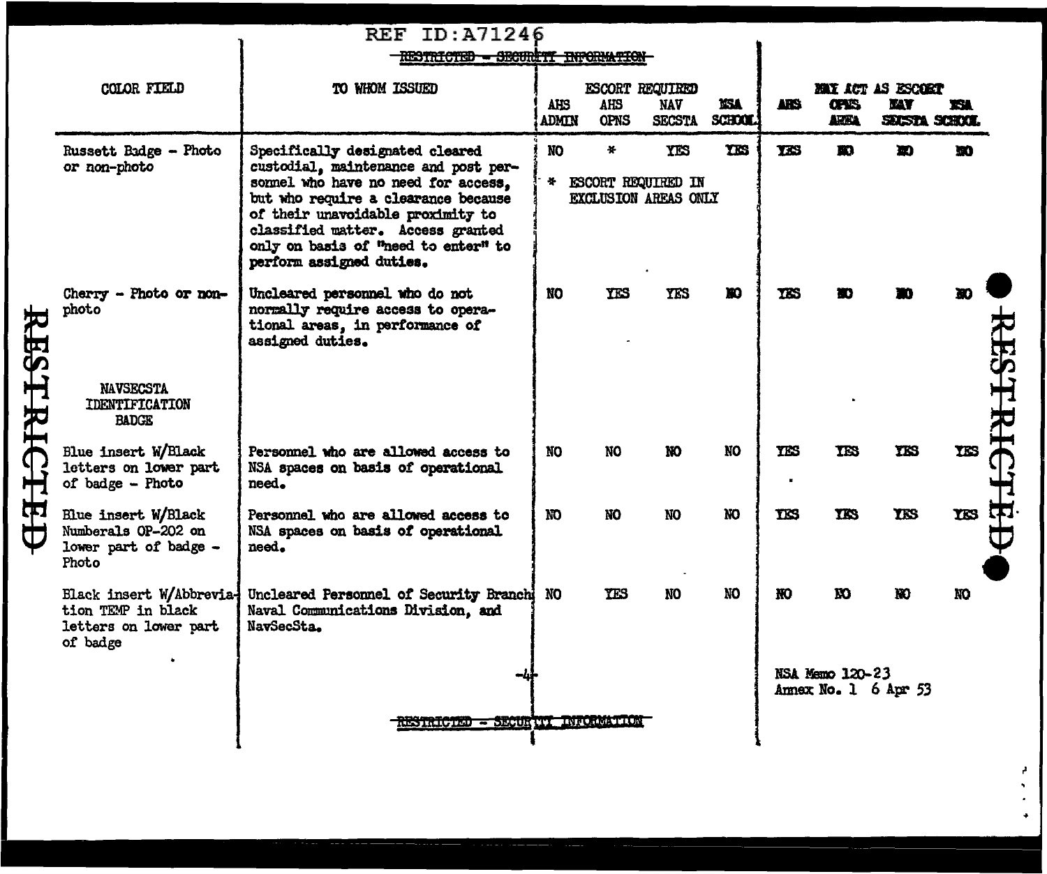REF ID:A71246

~~RESTRICTED - SECURITY INFORMATION~~

| COLOR FIELD | TO WHOM ISSUED | ESCORT REQUIRED | | | | MAY ACT AS ESCORT | | | |
|---|---|---|---|---|---|---|---|---|---|
| | | AHS ADMIN | AHS OPNS | NAV SECSTA | NSA SCHOOL | AHS | OPNS AREA | NAV SECSTA | NSA SCHOOL |
| Russett Badge - Photo or non-photo | Specifically designated cleared custodial, maintenance and post personnel who have no need for access, but who require a clearance because of their unavoidable proximity to classified matter. Access granted only on basis of "need to enter" to perform assigned duties. | NO | * | YES | YES | YES | NO | NO | NO |
| | | * ESCORT REQUIRED IN EXCLUSION AREAS ONLY | | | | | | | |
| Cherry - Photo or non-photo | Uncleared personnel who do not normally require access to operational areas, in performance of assigned duties. | NO | YES | YES | NO | YES | NO | NO | NO |
| NAVSECSTA IDENTIFICATION BADGE | | | | | | | | | |
| Blue insert W/Black letters on lower part of badge - Photo | Personnel who are allowed access to NSA spaces on basis of operational need. | NO | NO | NO | NO | YES | YES | YES | YES |
| Blue insert W/Black Numberals OP-202 on lower part of badge - Photo | Personnel who are allowed access to NSA spaces on basis of operational need. | NO | NO | NO | NO | YES | YES | YES | YES |
| Black insert W/Abbreviation TEMP in black letters on lower part of badge | Uncleared Personnel of Security Branch Naval Communications Division, and NavSecSta. | NO | YES | NO | NO | NO | NO | NO | NO |

RESTRICTED

NSA Memo 120-23
Annex No. 1 6 Apr 53

~~RESTRICTED - SECURITY INFORMATION~~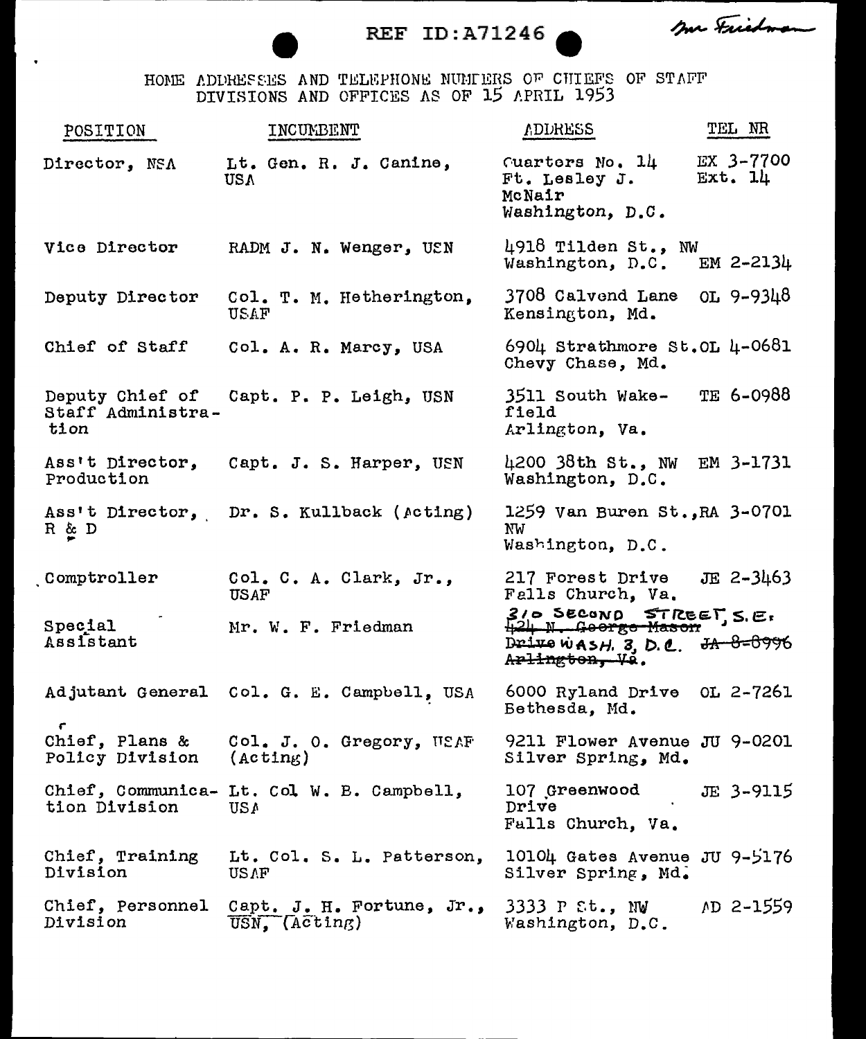REF ID:A71246

Mr Friedman

HOME ADDRESSES AND TELEPHONE NUMBERS OF CHIEFS OF STAFF DIVISIONS AND OFFICES AS OF 15 APRIL 1953

| POSITION | INCUMBENT | ADDRESS | TEL NR |
|---|---|---|---|
| Director, NSA | Lt. Gen. R. J. Canine, USA | Quarters No. 14 Ft. Lesley J. McNair Washington, D.C. | EX 3-7700 Ext. 14 |
| Vice Director | RADM J. N. Wenger, USN | 4918 Tilden St., NW Washington, D.C. | EM 2-2134 |
| Deputy Director | Col. T. M. Hetherington, USAF | 3708 Calvend Lane Kensington, Md. | OL 9-9348 |
| Chief of Staff | Col. A. R. Marcy, USA | 6904 Strathmore St. Chevy Chase, Md. | OL 4-0681 |
| Deputy Chief of Staff Administration | Capt. P. P. Leigh, USN | 3511 South Wakefield Arlington, Va. | TE 6-0988 |
| Ass't Director, Production | Capt. J. S. Harper, USN | 4200 38th St., NW Washington, D.C. | EM 3-1731 |
| Ass't Director, R & D | Dr. S. Kullback (Acting) | 1259 Van Buren St., NW Washington, D.C. | RA 3-0701 |
| Comptroller | Col. C. A. Clark, Jr., USAF | 217 Forest Drive Falls Church, Va. | JE 2-3463 |
| Special Assistant | Mr. W. F. Friedman | 310 SECOND STREET, S.E. WASH. 3, D.C. ~~424 N. George Mason Drive Arlington, Va.~~ | ~~JA 8-8996~~ |
| Adjutant General | Col. G. E. Campbell, USA | 6000 Ryland Drive Bethesda, Md. | OL 2-7261 |
| Chief, Plans & Policy Division | Col. J. O. Gregory, USAF (Acting) | 9211 Flower Avenue Silver Spring, Md. | JU 9-0201 |
| Chief, Communication Division | Lt. Col W. B. Campbell, USA | 107 Greenwood Drive Falls Church, Va. | JE 3-9115 |
| Chief, Training Division | Lt. Col. S. L. Patterson, USAF | 10104 Gates Avenue Silver Spring, Md. | JU 9-5176 |
| Chief, Personnel Division | Capt. J. H. Fortune, Jr., USN, (Acting) | 3333 P St., NW Washington, D.C. | AD 2-1559 |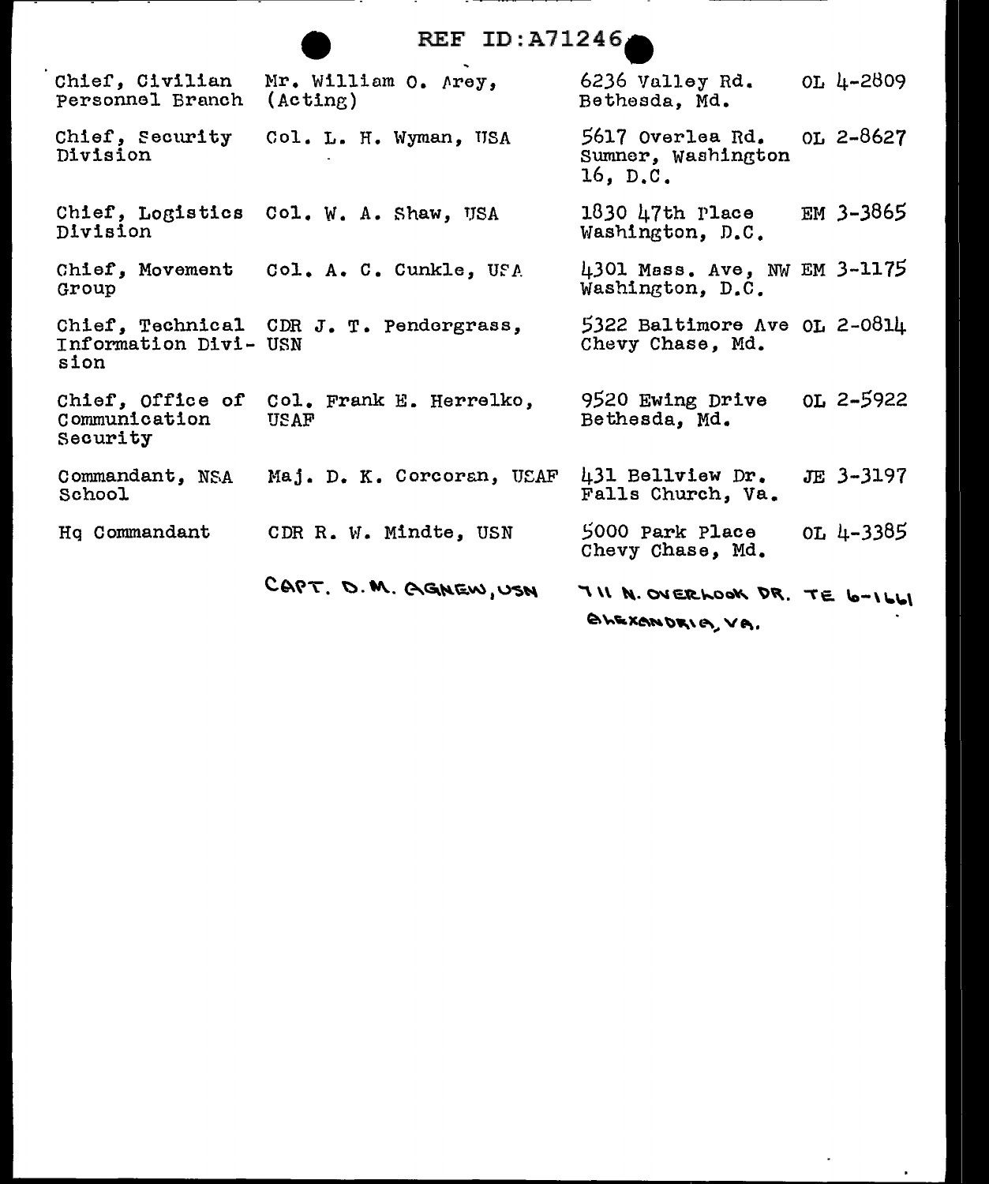REF ID:A71246

| | | | |
|---|---|---|---|
| Chief, Civilian Personnel Branch | Mr. William O. Arey, (Acting) | 6236 Valley Rd. Bethesda, Md. | OL 4-2809 |
| Chief, Security Division | Col. L. H. Wyman, USA | 5617 Overlea Rd. Sumner, Washington 16, D.C. | OL 2-8627 |
| Chief, Logistics Division | Col. W. A. Shaw, USA | 1830 47th Place Washington, D.C. | EM 3-3865 |
| Chief, Movement Group | Col. A. C. Cunkle, USA | 4301 Mass. Ave, NW Washington, D.C. | EM 3-1175 |
| Chief, Technical Information Division | CDR J. T. Pendergrass, USN | 5322 Baltimore Ave Chevy Chase, Md. | OL 2-0814 |
| Chief, Office of Communication Security | Col. Frank E. Herrelko, USAF | 9520 Ewing Drive Bethesda, Md. | OL 2-5922 |
| Commandant, NSA School | Maj. D. K. Corcoran, USAF | 431 Bellview Dr. Falls Church, Va. | JE 3-3197 |
| Hq Commandant | CDR R. W. Mindte, USN | 5000 Park Place Chevy Chase, Md. | OL 4-3385 |
| | CAPT. D. M. AGNEW, USN | 711 N. OVERLOOK DR. ALEXANDRIA, VA. | TE 6-1661 |